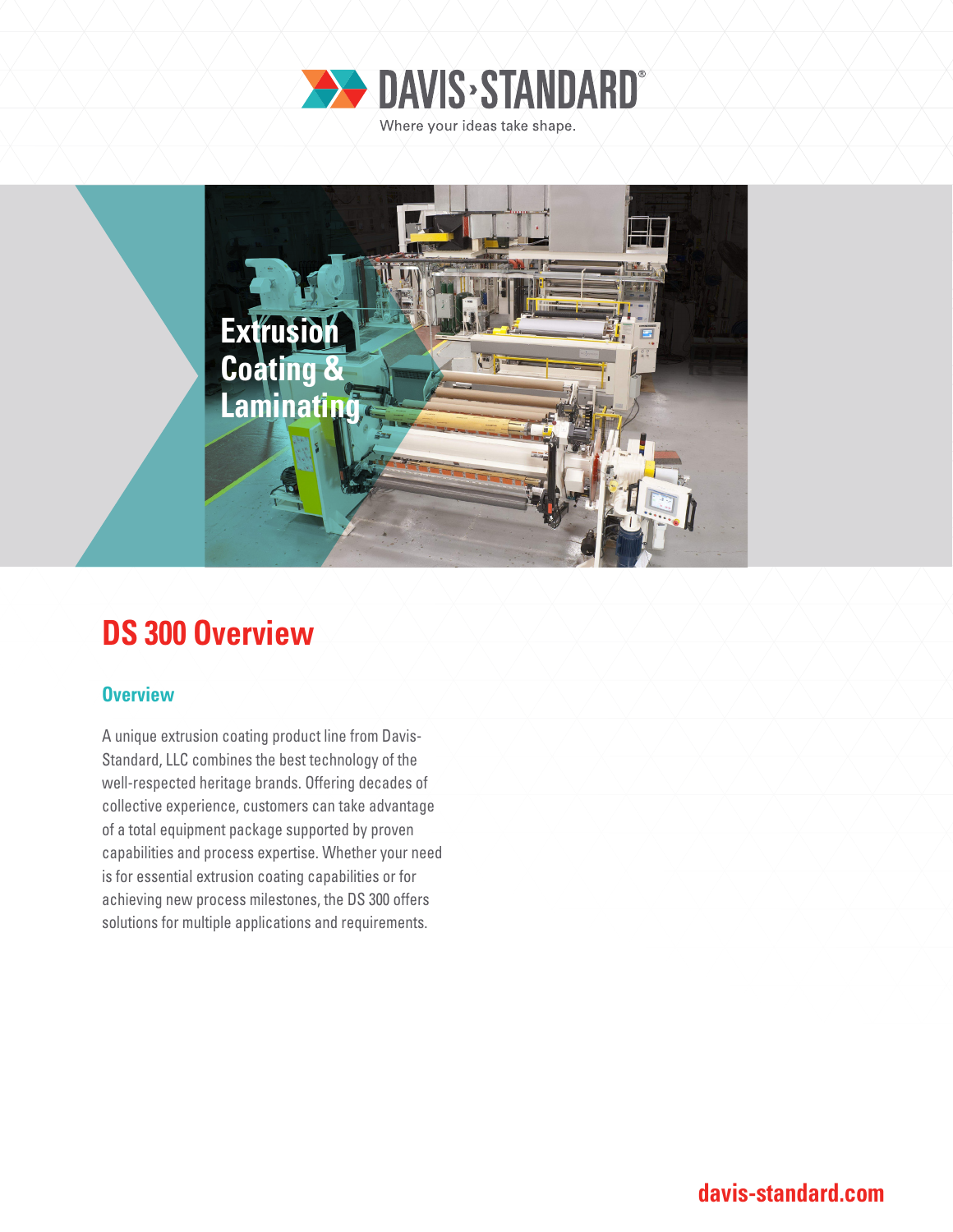DAVIS-STANDARD®

Where your ideas take shape.

Extrusion Coating & Laminating

# DS 300 Overview

## Overview

A unique extrusion coating product line from Davis-Standard, LLC combines the best technology of the well-respected heritage brands. Offering decades of collective experience, customers can take advantage of a total equipment package supported by proven capabilities and process expertise. Whether your need is for essential extrusion coating capabilities or for achieving new process milestones, the DS 300 offers solutions for multiple applications and requirements.

davis-standard.com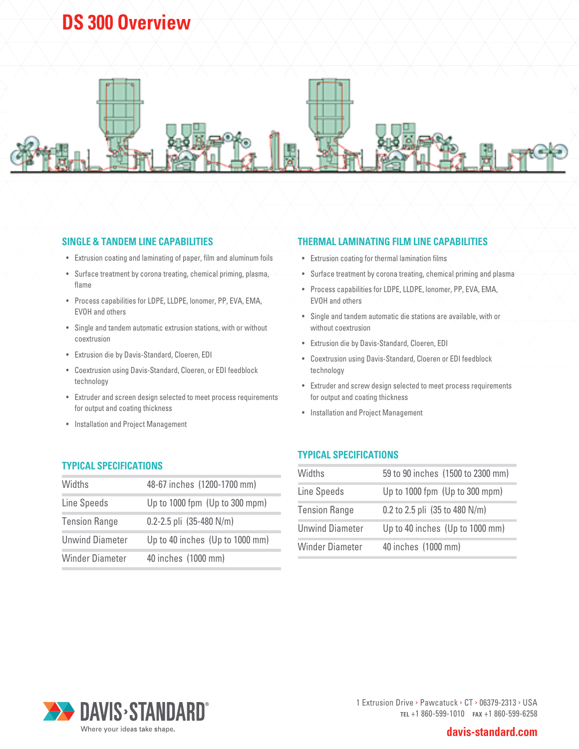# DS 300 Overview

## SINGLE & TANDEM LINE CAPABILITIES

- Extrusion coating and laminating of paper, film and aluminum foils
- Surface treatment by corona treating, chemical priming, plasma, flame
- Process capabilities for LDPE, LLDPE, Ionomer, PP, EVA, EMA, EVOH and others
- Single and tandem automatic extrusion stations, with or without coextrusion
- Extrusion die by Davis-Standard, Cloeren, EDI
- Coextrusion using Davis-Standard, Cloeren, or EDI feedblock technology
- Extruder and screen design selected to meet process requirements for output and coating thickness
- Installation and Project Management

### TYPICAL SPECIFICATIONS

| | |
|---|---|
| Widths | 48-67 inches (1200-1700 mm) |
| Line Speeds | Up to 1000 fpm (Up to 300 mpm) |
| Tension Range | 0.2-2.5 pli (35-480 N/m) |
| Unwind Diameter | Up to 40 inches (Up to 1000 mm) |
| Winder Diameter | 40 inches (1000 mm) |

## THERMAL LAMINATING FILM LINE CAPABILITIES

- Extrusion coating for thermal lamination films
- Surface treatment by corona treating, chemical priming and plasma
- Process capabilities for LDPE, LLDPE, Ionomer, PP, EVA, EMA, EVOH and others
- Single and tandem automatic die stations are available, with or without coextrusion
- Extrusion die by Davis-Standard, Cloeren, EDI
- Coextrusion using Davis-Standard, Cloeren or EDI feedblock technology
- Extruder and screw design selected to meet process requirements for output and coating thickness
- Installation and Project Management

### TYPICAL SPECIFICATIONS

| | |
|---|---|
| Widths | 59 to 90 inches (1500 to 2300 mm) |
| Line Speeds | Up to 1000 fpm (Up to 300 mpm) |
| Tension Range | 0.2 to 2.5 pli (35 to 480 N/m) |
| Unwind Diameter | Up to 40 inches (Up to 1000 mm) |
| Winder Diameter | 40 inches (1000 mm) |

DAVIS-STANDARD®
Where your ideas take shape.

1 Extrusion Drive › Pawcatuck › CT › 06379-2313 › USA
TEL +1 860-599-1010 FAX +1 860-599-6258
davis-standard.com